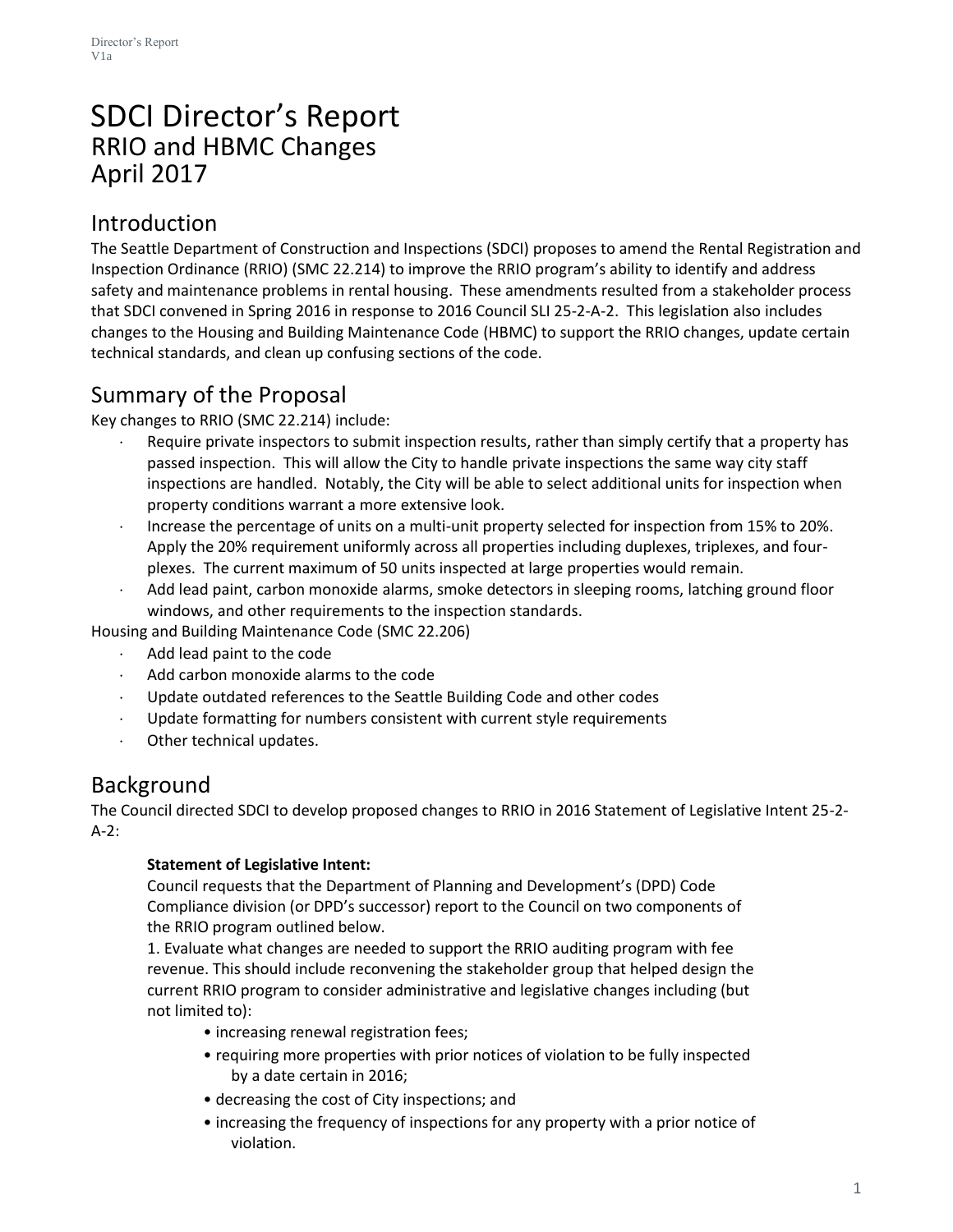# SDCI Director's Report
## RRIO and HBMC Changes
## April 2017

## Introduction

The Seattle Department of Construction and Inspections (SDCI) proposes to amend the Rental Registration and Inspection Ordinance (RRIO) (SMC 22.214) to improve the RRIO program's ability to identify and address safety and maintenance problems in rental housing. These amendments resulted from a stakeholder process that SDCI convened in Spring 2016 in response to 2016 Council SLI 25-2-A-2. This legislation also includes changes to the Housing and Building Maintenance Code (HBMC) to support the RRIO changes, update certain technical standards, and clean up confusing sections of the code.

## Summary of the Proposal

Key changes to RRIO (SMC 22.214) include:

- Require private inspectors to submit inspection results, rather than simply certify that a property has passed inspection. This will allow the City to handle private inspections the same way city staff inspections are handled. Notably, the City will be able to select additional units for inspection when property conditions warrant a more extensive look.
- Increase the percentage of units on a multi-unit property selected for inspection from 15% to 20%. Apply the 20% requirement uniformly across all properties including duplexes, triplexes, and four-plexes. The current maximum of 50 units inspected at large properties would remain.
- Add lead paint, carbon monoxide alarms, smoke detectors in sleeping rooms, latching ground floor windows, and other requirements to the inspection standards.

Housing and Building Maintenance Code (SMC 22.206)

- Add lead paint to the code
- Add carbon monoxide alarms to the code
- Update outdated references to the Seattle Building Code and other codes
- Update formatting for numbers consistent with current style requirements
- Other technical updates.

## Background

The Council directed SDCI to develop proposed changes to RRIO in 2016 Statement of Legislative Intent 25-2-A-2:

> **Statement of Legislative Intent:**
> Council requests that the Department of Planning and Development's (DPD) Code Compliance division (or DPD's successor) report to the Council on two components of the RRIO program outlined below.
>
> 1. Evaluate what changes are needed to support the RRIO auditing program with fee revenue. This should include reconvening the stakeholder group that helped design the current RRIO program to consider administrative and legislative changes including (but not limited to):
>     - increasing renewal registration fees;
>     - requiring more properties with prior notices of violation to be fully inspected by a date certain in 2016;
>     - decreasing the cost of City inspections; and
>     - increasing the frequency of inspections for any property with a prior notice of violation.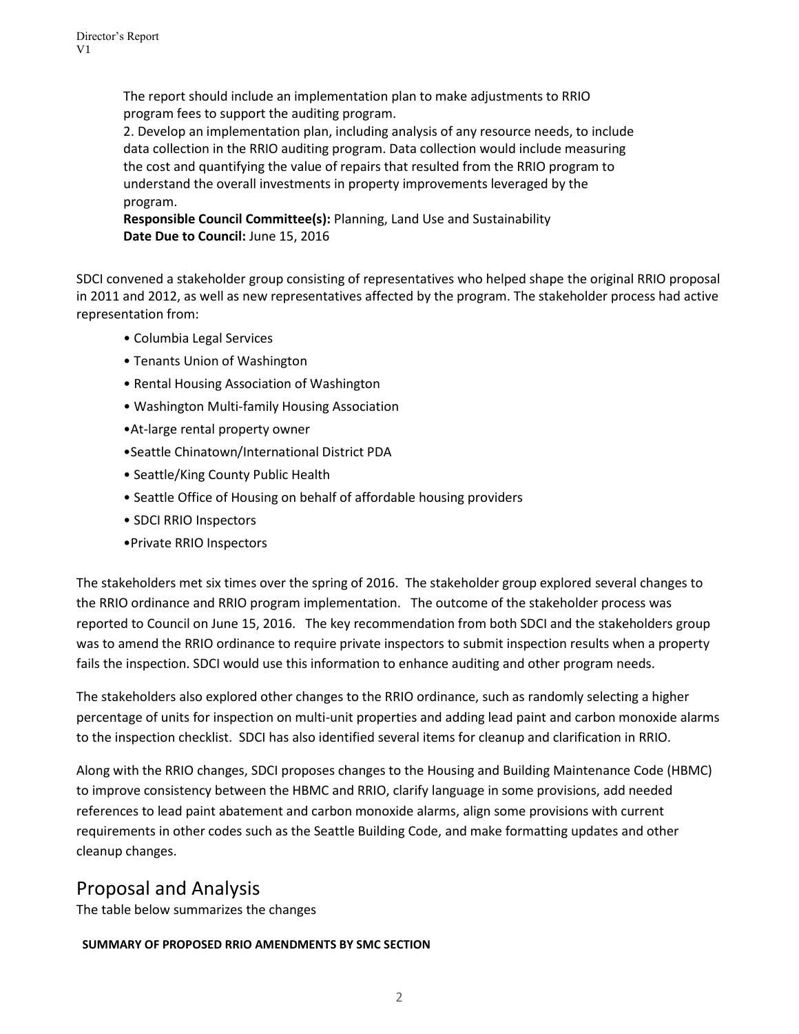The report should include an implementation plan to make adjustments to RRIO program fees to support the auditing program.

2. Develop an implementation plan, including analysis of any resource needs, to include data collection in the RRIO auditing program. Data collection would include measuring the cost and quantifying the value of repairs that resulted from the RRIO program to understand the overall investments in property improvements leveraged by the program.

**Responsible Council Committee(s):** Planning, Land Use and Sustainability
**Date Due to Council:** June 15, 2016

SDCI convened a stakeholder group consisting of representatives who helped shape the original RRIO proposal in 2011 and 2012, as well as new representatives affected by the program. The stakeholder process had active representation from:

- Columbia Legal Services
- Tenants Union of Washington
- Rental Housing Association of Washington
- Washington Multi-family Housing Association
- At-large rental property owner
- Seattle Chinatown/International District PDA
- Seattle/King County Public Health
- Seattle Office of Housing on behalf of affordable housing providers
- SDCI RRIO Inspectors
- Private RRIO Inspectors

The stakeholders met six times over the spring of 2016. The stakeholder group explored several changes to the RRIO ordinance and RRIO program implementation. The outcome of the stakeholder process was reported to Council on June 15, 2016. The key recommendation from both SDCI and the stakeholders group was to amend the RRIO ordinance to require private inspectors to submit inspection results when a property fails the inspection. SDCI would use this information to enhance auditing and other program needs.

The stakeholders also explored other changes to the RRIO ordinance, such as randomly selecting a higher percentage of units for inspection on multi-unit properties and adding lead paint and carbon monoxide alarms to the inspection checklist. SDCI has also identified several items for cleanup and clarification in RRIO.

Along with the RRIO changes, SDCI proposes changes to the Housing and Building Maintenance Code (HBMC) to improve consistency between the HBMC and RRIO, clarify language in some provisions, add needed references to lead paint abatement and carbon monoxide alarms, align some provisions with current requirements in other codes such as the Seattle Building Code, and make formatting updates and other cleanup changes.

## Proposal and Analysis

The table below summarizes the changes

**SUMMARY OF PROPOSED RRIO AMENDMENTS BY SMC SECTION**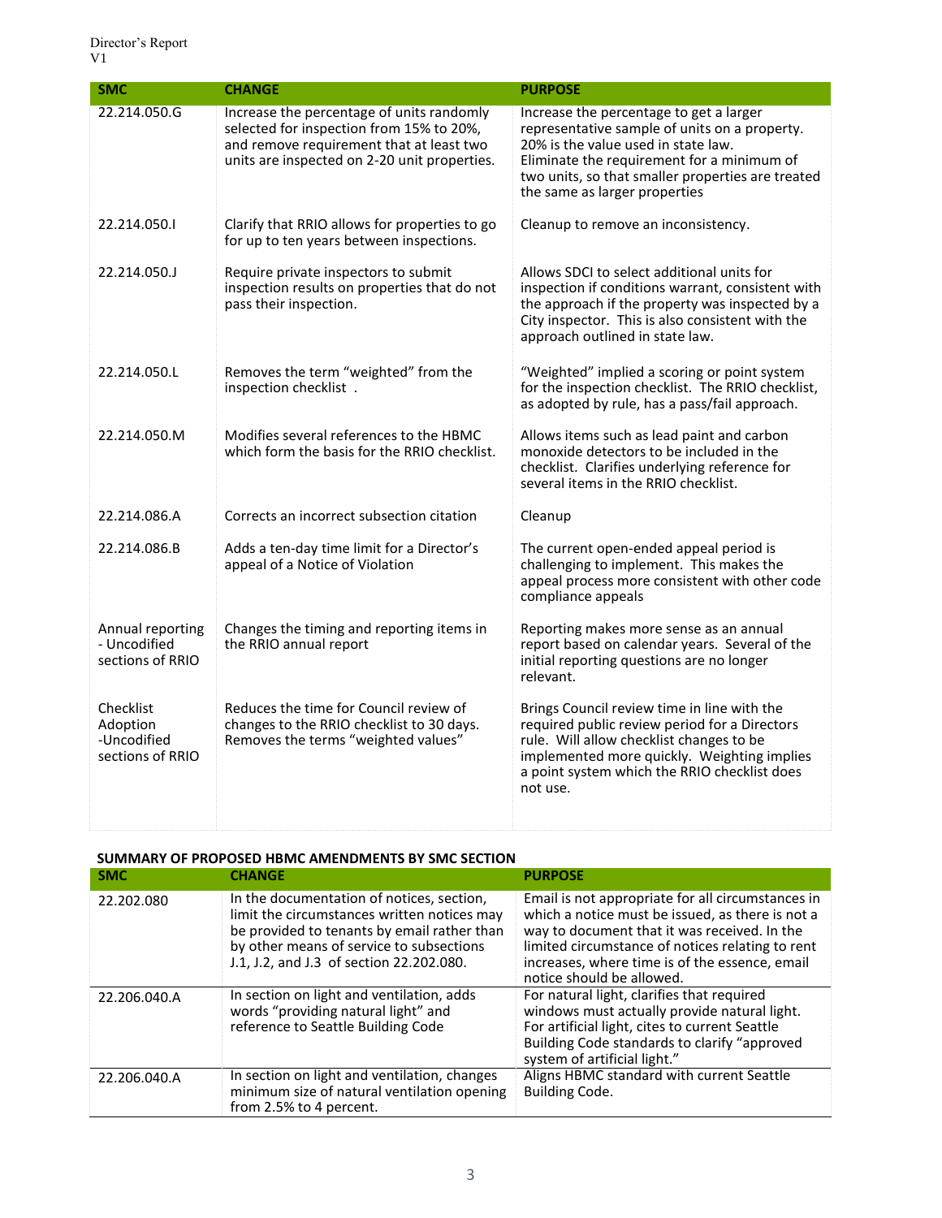| SMC | CHANGE | PURPOSE |
|---|---|---|
| 22.214.050.G | Increase the percentage of units randomly selected for inspection from 15% to 20%, and remove requirement that at least two units are inspected on 2-20 unit properties. | Increase the percentage to get a larger representative sample of units on a property. 20% is the value used in state law. Eliminate the requirement for a minimum of two units, so that smaller properties are treated the same as larger properties |
| 22.214.050.I | Clarify that RRIO allows for properties to go for up to ten years between inspections. | Cleanup to remove an inconsistency. |
| 22.214.050.J | Require private inspectors to submit inspection results on properties that do not pass their inspection. | Allows SDCI to select additional units for inspection if conditions warrant, consistent with the approach if the property was inspected by a City inspector. This is also consistent with the approach outlined in state law. |
| 22.214.050.L | Removes the term "weighted" from the inspection checklist . | "Weighted" implied a scoring or point system for the inspection checklist. The RRIO checklist, as adopted by rule, has a pass/fail approach. |
| 22.214.050.M | Modifies several references to the HBMC which form the basis for the RRIO checklist. | Allows items such as lead paint and carbon monoxide detectors to be included in the checklist. Clarifies underlying reference for several items in the RRIO checklist. |
| 22.214.086.A | Corrects an incorrect subsection citation | Cleanup |
| 22.214.086.B | Adds a ten-day time limit for a Director's appeal of a Notice of Violation | The current open-ended appeal period is challenging to implement. This makes the appeal process more consistent with other code compliance appeals |
| Annual reporting - Uncodified sections of RRIO | Changes the timing and reporting items in the RRIO annual report | Reporting makes more sense as an annual report based on calendar years. Several of the initial reporting questions are no longer relevant. |
| Checklist Adoption -Uncodified sections of RRIO | Reduces the time for Council review of changes to the RRIO checklist to 30 days. Removes the terms "weighted values" | Brings Council review time in line with the required public review period for a Directors rule. Will allow checklist changes to be implemented more quickly. Weighting implies a point system which the RRIO checklist does not use. |

**SUMMARY OF PROPOSED HBMC AMENDMENTS BY SMC SECTION**

| SMC | CHANGE | PURPOSE |
|---|---|---|
| 22.202.080 | In the documentation of notices, section, limit the circumstances written notices may be provided to tenants by email rather than by other means of service to subsections J.1, J.2, and J.3 of section 22.202.080. | Email is not appropriate for all circumstances in which a notice must be issued, as there is not a way to document that it was received. In the limited circumstance of notices relating to rent increases, where time is of the essence, email notice should be allowed. |
| 22.206.040.A | In section on light and ventilation, adds words "providing natural light" and reference to Seattle Building Code | For natural light, clarifies that required windows must actually provide natural light. For artificial light, cites to current Seattle Building Code standards to clarify "approved system of artificial light." |
| 22.206.040.A | In section on light and ventilation, changes minimum size of natural ventilation opening from 2.5% to 4 percent. | Aligns HBMC standard with current Seattle Building Code. |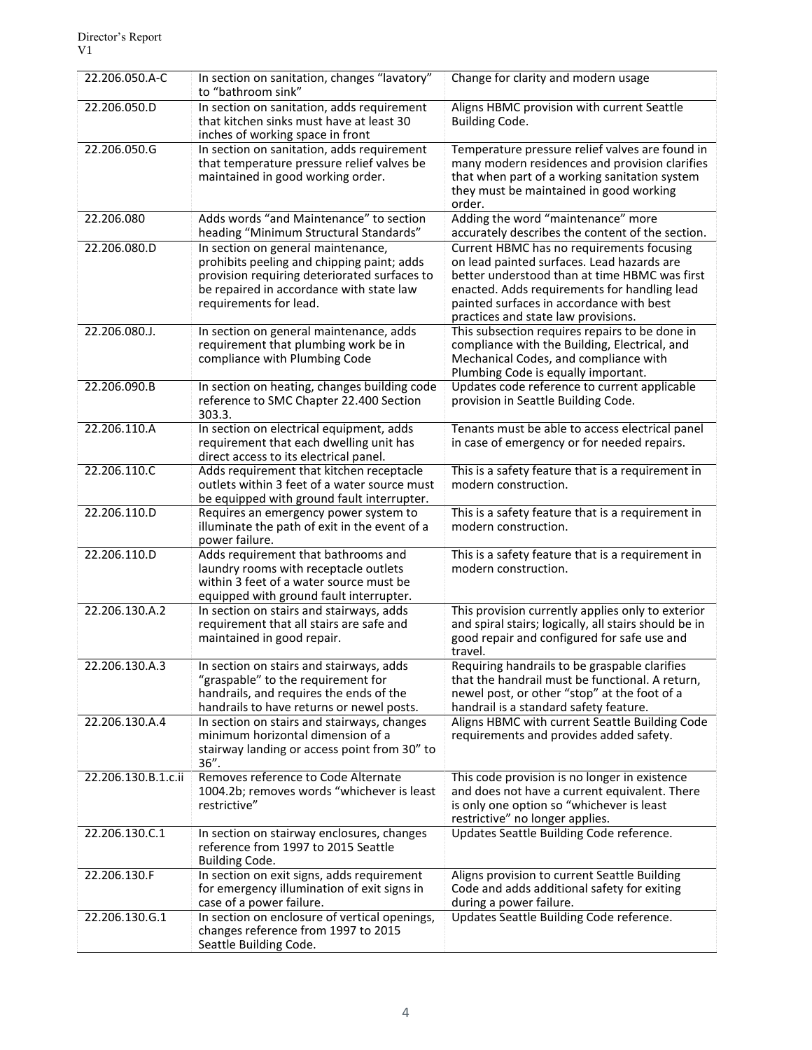| 22.206.050.A-C | In section on sanitation, changes "lavatory" to "bathroom sink" | Change for clarity and modern usage |
|---|---|---|
| 22.206.050.D | In section on sanitation, adds requirement that kitchen sinks must have at least 30 inches of working space in front | Aligns HBMC provision with current Seattle Building Code. |
| 22.206.050.G | In section on sanitation, adds requirement that temperature pressure relief valves be maintained in good working order. | Temperature pressure relief valves are found in many modern residences and provision clarifies that when part of a working sanitation system they must be maintained in good working order. |
| 22.206.080 | Adds words "and Maintenance" to section heading "Minimum Structural Standards" | Adding the word "maintenance" more accurately describes the content of the section. |
| 22.206.080.D | In section on general maintenance, prohibits peeling and chipping paint; adds provision requiring deteriorated surfaces to be repaired in accordance with state law requirements for lead. | Current HBMC has no requirements focusing on lead painted surfaces. Lead hazards are better understood than at time HBMC was first enacted. Adds requirements for handling lead painted surfaces in accordance with best practices and state law provisions. |
| 22.206.080.J. | In section on general maintenance, adds requirement that plumbing work be in compliance with Plumbing Code | This subsection requires repairs to be done in compliance with the Building, Electrical, and Mechanical Codes, and compliance with Plumbing Code is equally important. |
| 22.206.090.B | In section on heating, changes building code reference to SMC Chapter 22.400 Section 303.3. | Updates code reference to current applicable provision in Seattle Building Code. |
| 22.206.110.A | In section on electrical equipment, adds requirement that each dwelling unit has direct access to its electrical panel. | Tenants must be able to access electrical panel in case of emergency or for needed repairs. |
| 22.206.110.C | Adds requirement that kitchen receptacle outlets within 3 feet of a water source must be equipped with ground fault interrupter. | This is a safety feature that is a requirement in modern construction. |
| 22.206.110.D | Requires an emergency power system to illuminate the path of exit in the event of a power failure. | This is a safety feature that is a requirement in modern construction. |
| 22.206.110.D | Adds requirement that bathrooms and laundry rooms with receptacle outlets within 3 feet of a water source must be equipped with ground fault interrupter. | This is a safety feature that is a requirement in modern construction. |
| 22.206.130.A.2 | In section on stairs and stairways, adds requirement that all stairs are safe and maintained in good repair. | This provision currently applies only to exterior and spiral stairs; logically, all stairs should be in good repair and configured for safe use and travel. |
| 22.206.130.A.3 | In section on stairs and stairways, adds "graspable" to the requirement for handrails, and requires the ends of the handrails to have returns or newel posts. | Requiring handrails to be graspable clarifies that the handrail must be functional. A return, newel post, or other "stop" at the foot of a handrail is a standard safety feature. |
| 22.206.130.A.4 | In section on stairs and stairways, changes minimum horizontal dimension of a stairway landing or access point from 30" to 36". | Aligns HBMC with current Seattle Building Code requirements and provides added safety. |
| 22.206.130.B.1.c.ii | Removes reference to Code Alternate 1004.2b; removes words "whichever is least restrictive" | This code provision is no longer in existence and does not have a current equivalent. There is only one option so "whichever is least restrictive" no longer applies. |
| 22.206.130.C.1 | In section on stairway enclosures, changes reference from 1997 to 2015 Seattle Building Code. | Updates Seattle Building Code reference. |
| 22.206.130.F | In section on exit signs, adds requirement for emergency illumination of exit signs in case of a power failure. | Aligns provision to current Seattle Building Code and adds additional safety for exiting during a power failure. |
| 22.206.130.G.1 | In section on enclosure of vertical openings, changes reference from 1997 to 2015 Seattle Building Code. | Updates Seattle Building Code reference. |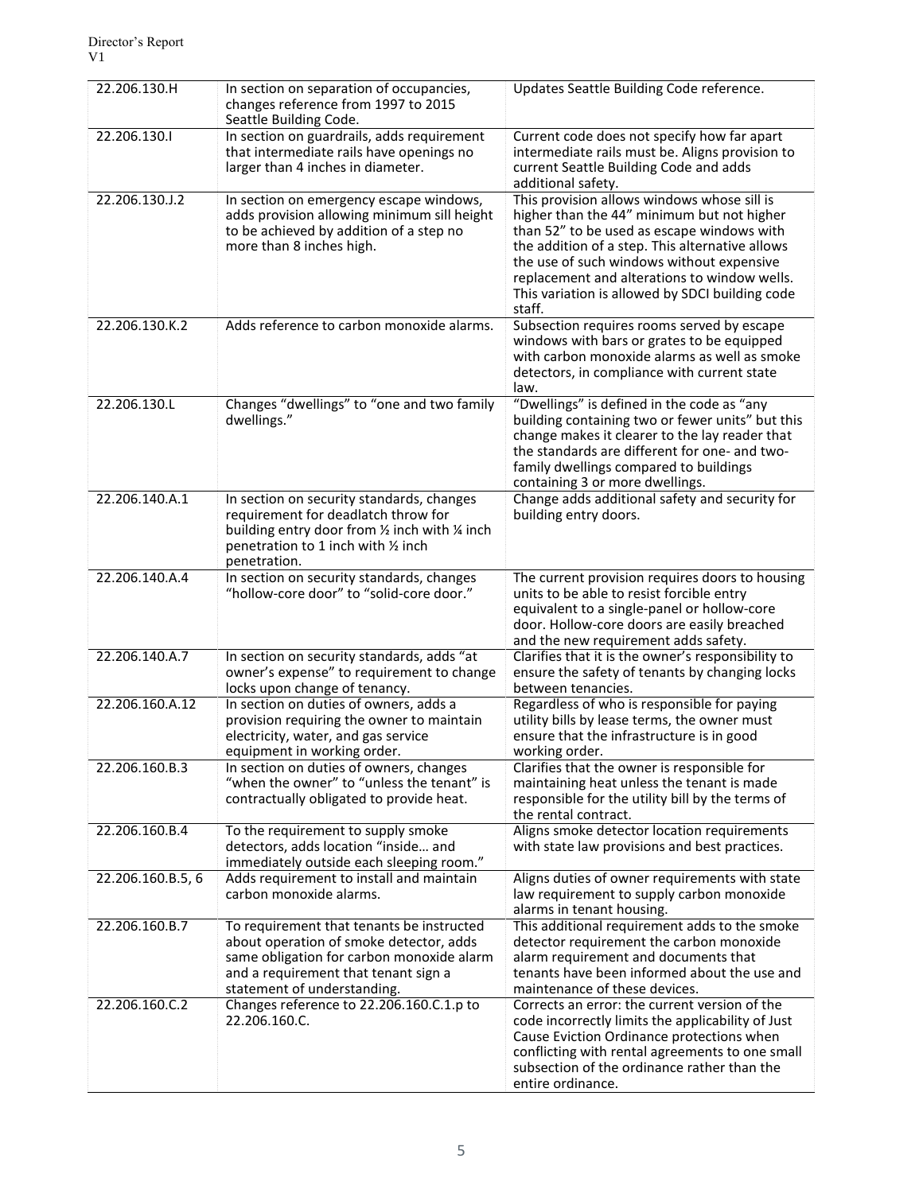| 22.206.130.H | In section on separation of occupancies, changes reference from 1997 to 2015 Seattle Building Code. | Updates Seattle Building Code reference. |
|---|---|---|
| 22.206.130.I | In section on guardrails, adds requirement that intermediate rails have openings no larger than 4 inches in diameter. | Current code does not specify how far apart intermediate rails must be. Aligns provision to current Seattle Building Code and adds additional safety. |
| 22.206.130.J.2 | In section on emergency escape windows, adds provision allowing minimum sill height to be achieved by addition of a step no more than 8 inches high. | This provision allows windows whose sill is higher than the 44" minimum but not higher than 52" to be used as escape windows with the addition of a step. This alternative allows the use of such windows without expensive replacement and alterations to window wells. This variation is allowed by SDCI building code staff. |
| 22.206.130.K.2 | Adds reference to carbon monoxide alarms. | Subsection requires rooms served by escape windows with bars or grates to be equipped with carbon monoxide alarms as well as smoke detectors, in compliance with current state law. |
| 22.206.130.L | Changes "dwellings" to "one and two family dwellings." | "Dwellings" is defined in the code as "any building containing two or fewer units" but this change makes it clearer to the lay reader that the standards are different for one- and two-family dwellings compared to buildings containing 3 or more dwellings. |
| 22.206.140.A.1 | In section on security standards, changes requirement for deadlatch throw for building entry door from ½ inch with ¼ inch penetration to 1 inch with ½ inch penetration. | Change adds additional safety and security for building entry doors. |
| 22.206.140.A.4 | In section on security standards, changes "hollow-core door" to "solid-core door." | The current provision requires doors to housing units to be able to resist forcible entry equivalent to a single-panel or hollow-core door. Hollow-core doors are easily breached and the new requirement adds safety. |
| 22.206.140.A.7 | In section on security standards, adds "at owner's expense" to requirement to change locks upon change of tenancy. | Clarifies that it is the owner's responsibility to ensure the safety of tenants by changing locks between tenancies. |
| 22.206.160.A.12 | In section on duties of owners, adds a provision requiring the owner to maintain electricity, water, and gas service equipment in working order. | Regardless of who is responsible for paying utility bills by lease terms, the owner must ensure that the infrastructure is in good working order. |
| 22.206.160.B.3 | In section on duties of owners, changes "when the owner" to "unless the tenant" is contractually obligated to provide heat. | Clarifies that the owner is responsible for maintaining heat unless the tenant is made responsible for the utility bill by the terms of the rental contract. |
| 22.206.160.B.4 | To the requirement to supply smoke detectors, adds location "inside… and immediately outside each sleeping room." | Aligns smoke detector location requirements with state law provisions and best practices. |
| 22.206.160.B.5, 6 | Adds requirement to install and maintain carbon monoxide alarms. | Aligns duties of owner requirements with state law requirement to supply carbon monoxide alarms in tenant housing. |
| 22.206.160.B.7 | To requirement that tenants be instructed about operation of smoke detector, adds same obligation for carbon monoxide alarm and a requirement that tenant sign a statement of understanding. | This additional requirement adds to the smoke detector requirement the carbon monoxide alarm requirement and documents that tenants have been informed about the use and maintenance of these devices. |
| 22.206.160.C.2 | Changes reference to 22.206.160.C.1.p to 22.206.160.C. | Corrects an error: the current version of the code incorrectly limits the applicability of Just Cause Eviction Ordinance protections when conflicting with rental agreements to one small subsection of the ordinance rather than the entire ordinance. |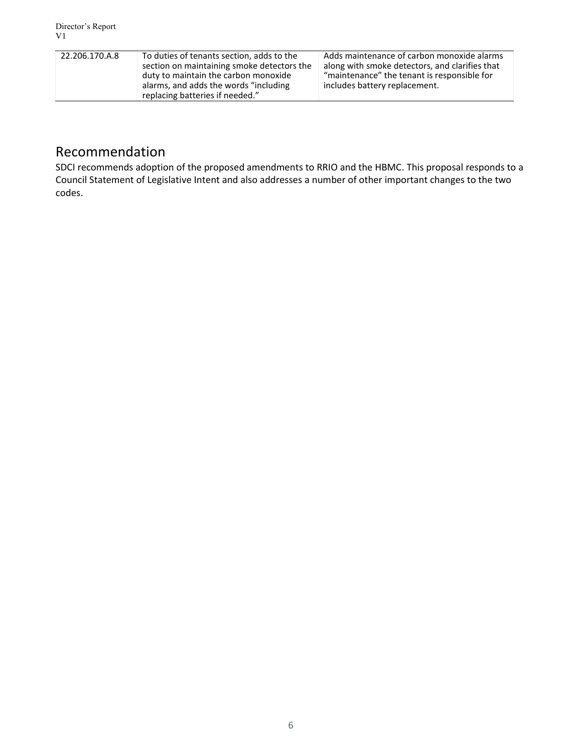| | | |
|---|---|---|
| 22.206.170.A.8 | To duties of tenants section, adds to the section on maintaining smoke detectors the duty to maintain the carbon monoxide alarms, and adds the words "including replacing batteries if needed." | Adds maintenance of carbon monoxide alarms along with smoke detectors, and clarifies that "maintenance" the tenant is responsible for includes battery replacement. |

## Recommendation

SDCI recommends adoption of the proposed amendments to RRIO and the HBMC. This proposal responds to a Council Statement of Legislative Intent and also addresses a number of other important changes to the two codes.